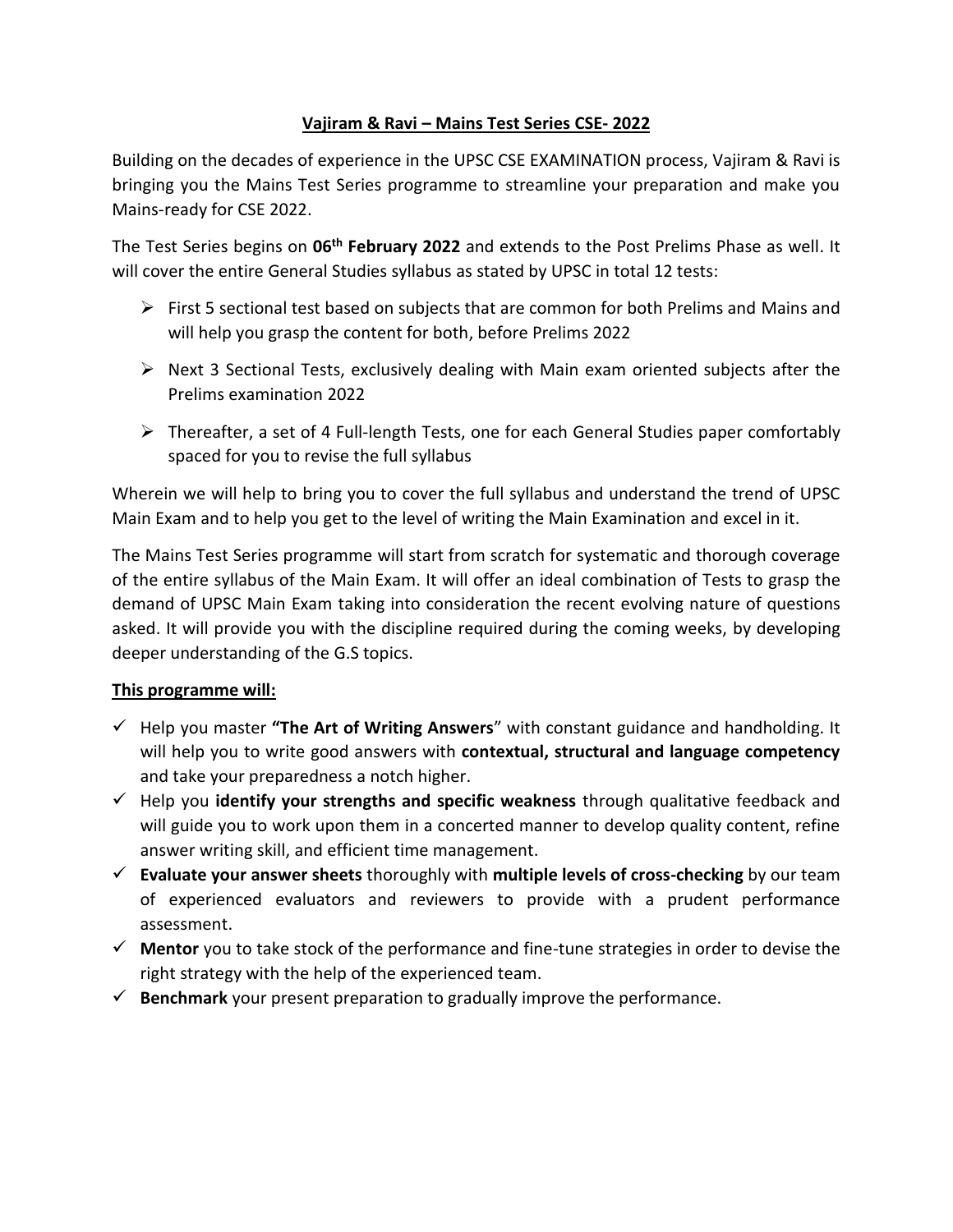# Vajiram & Ravi – Mains Test Series CSE- 2022

Building on the decades of experience in the UPSC CSE EXAMINATION process, Vajiram & Ravi is bringing you the Mains Test Series programme to streamline your preparation and make you Mains-ready for CSE 2022.

The Test Series begins on **06th February 2022** and extends to the Post Prelims Phase as well. It will cover the entire General Studies syllabus as stated by UPSC in total 12 tests:

- First 5 sectional test based on subjects that are common for both Prelims and Mains and will help you grasp the content for both, before Prelims 2022
- Next 3 Sectional Tests, exclusively dealing with Main exam oriented subjects after the Prelims examination 2022
- Thereafter, a set of 4 Full-length Tests, one for each General Studies paper comfortably spaced for you to revise the full syllabus

Wherein we will help to bring you to cover the full syllabus and understand the trend of UPSC Main Exam and to help you get to the level of writing the Main Examination and excel in it.

The Mains Test Series programme will start from scratch for systematic and thorough coverage of the entire syllabus of the Main Exam. It will offer an ideal combination of Tests to grasp the demand of UPSC Main Exam taking into consideration the recent evolving nature of questions asked. It will provide you with the discipline required during the coming weeks, by developing deeper understanding of the G.S topics.

**This programme will:**

- ✓ Help you master **"The Art of Writing Answers**" with constant guidance and handholding. It will help you to write good answers with **contextual, structural and language competency** and take your preparedness a notch higher.
- ✓ Help you **identify your strengths and specific weakness** through qualitative feedback and will guide you to work upon them in a concerted manner to develop quality content, refine answer writing skill, and efficient time management.
- ✓ **Evaluate your answer sheets** thoroughly with **multiple levels of cross-checking** by our team of experienced evaluators and reviewers to provide with a prudent performance assessment.
- ✓ **Mentor** you to take stock of the performance and fine-tune strategies in order to devise the right strategy with the help of the experienced team.
- ✓ **Benchmark** your present preparation to gradually improve the performance.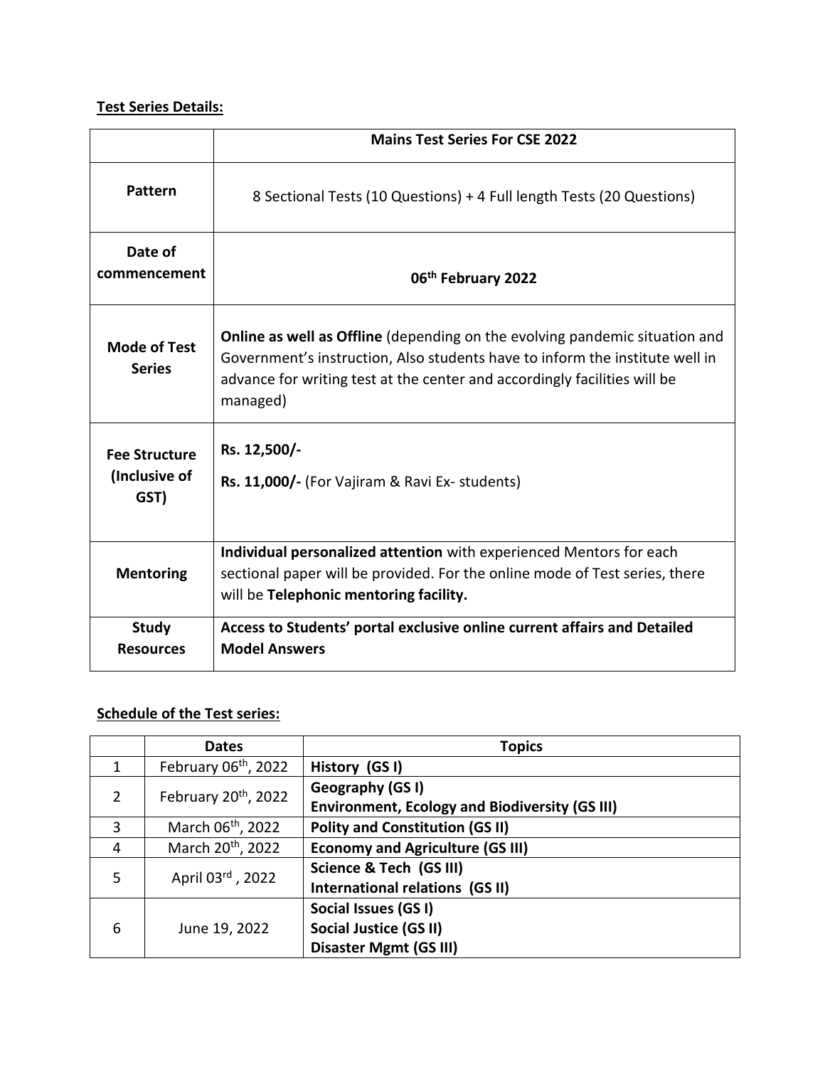**Test Series Details:**

| | **Mains Test Series For CSE 2022** |
|---|---|
| **Pattern** | 8 Sectional Tests (10 Questions) + 4 Full length Tests (20 Questions) |
| **Date of commencement** | **06th February 2022** |
| **Mode of Test Series** | **Online as well as Offline** (depending on the evolving pandemic situation and Government's instruction, Also students have to inform the institute well in advance for writing test at the center and accordingly facilities will be managed) |
| **Fee Structure (Inclusive of GST)** | **Rs. 12,500/-**<br>**Rs. 11,000/-** (For Vajiram & Ravi Ex- students) |
| **Mentoring** | **Individual personalized attention** with experienced Mentors for each sectional paper will be provided. For the online mode of Test series, there will be **Telephonic mentoring facility.** |
| **Study Resources** | **Access to Students' portal exclusive online current affairs and Detailed Model Answers** |

**Schedule of the Test series:**

| | Dates | Topics |
|---|---|---|
| 1 | February 06th, 2022 | **History (GS I)** |
| 2 | February 20th, 2022 | **Geography (GS I)**<br>**Environment, Ecology and Biodiversity (GS III)** |
| 3 | March 06th, 2022 | **Polity and Constitution (GS II)** |
| 4 | March 20th, 2022 | **Economy and Agriculture (GS III)** |
| 5 | April 03rd , 2022 | **Science & Tech (GS III)**<br>**International relations (GS II)** |
| 6 | June 19, 2022 | **Social Issues (GS I)**<br>**Social Justice (GS II)**<br>**Disaster Mgmt (GS III)** |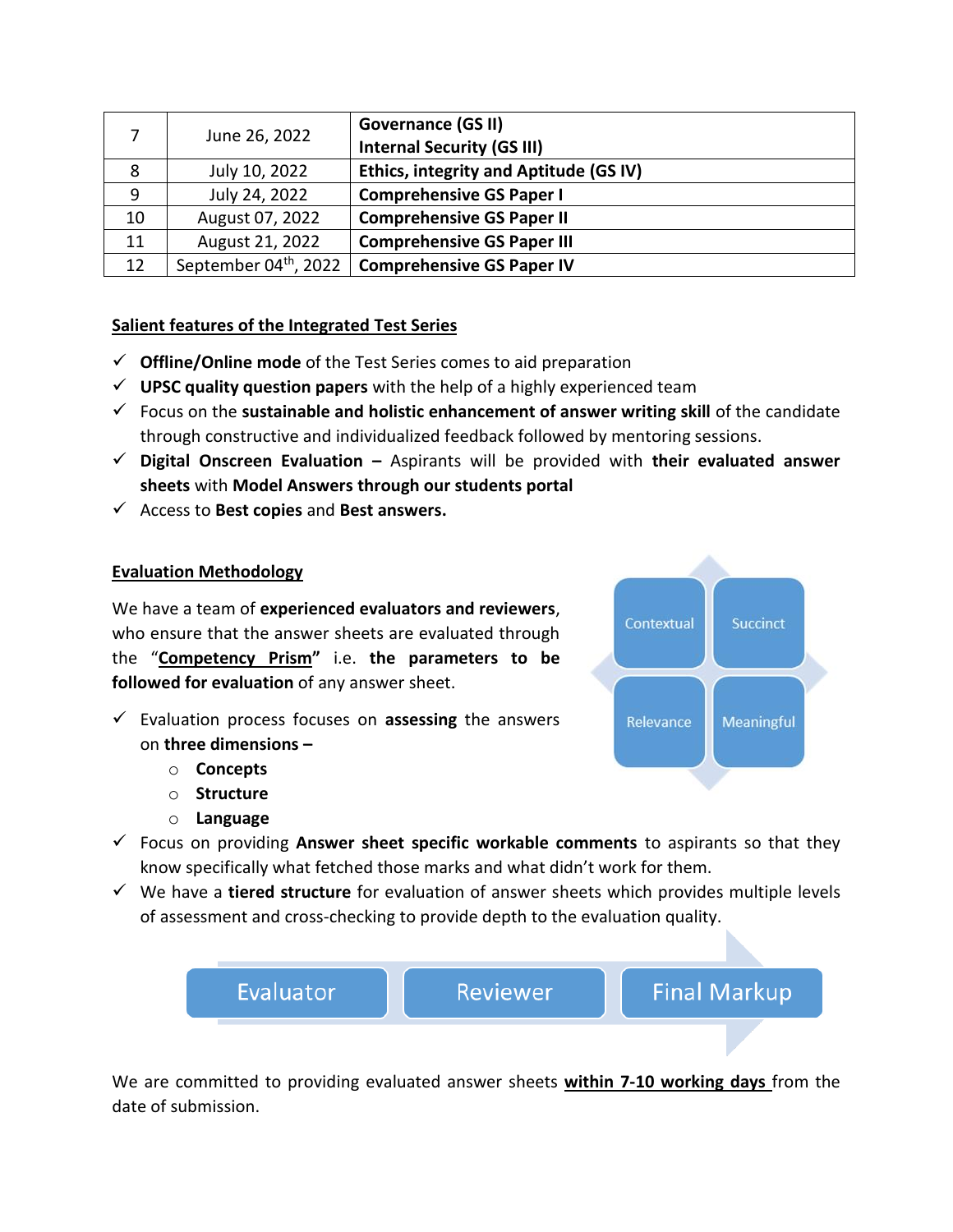| 7 | June 26, 2022 | **Governance (GS II)**<br>**Internal Security (GS III)** |
|---|---|---|
| 8 | July 10, 2022 | **Ethics, integrity and Aptitude (GS IV)** |
| 9 | July 24, 2022 | **Comprehensive GS Paper I** |
| 10 | August 07, 2022 | **Comprehensive GS Paper II** |
| 11 | August 21, 2022 | **Comprehensive GS Paper III** |
| 12 | September 04th, 2022 | **Comprehensive GS Paper IV** |

## Salient features of the Integrated Test Series

- ✓ **Offline/Online mode** of the Test Series comes to aid preparation
- ✓ **UPSC quality question papers** with the help of a highly experienced team
- ✓ Focus on the **sustainable and holistic enhancement of answer writing skill** of the candidate through constructive and individualized feedback followed by mentoring sessions.
- ✓ **Digital Onscreen Evaluation –** Aspirants will be provided with **their evaluated answer sheets** with **Model Answers through our students portal**
- ✓ Access to **Best copies** and **Best answers.**

## Evaluation Methodology

We have a team of **experienced evaluators and reviewers**, who ensure that the answer sheets are evaluated through the "**Competency Prism"** i.e. **the parameters to be followed for evaluation** of any answer sheet.

Contextual | Succinct | Relevance | Meaningful

- ✓ Evaluation process focuses on **assessing** the answers on **three dimensions –**
  - **Concepts**
  - **Structure**
  - **Language**
- ✓ Focus on providing **Answer sheet specific workable comments** to aspirants so that they know specifically what fetched those marks and what didn't work for them.
- ✓ We have a **tiered structure** for evaluation of answer sheets which provides multiple levels of assessment and cross-checking to provide depth to the evaluation quality.

Evaluator → Reviewer → Final Markup

We are committed to providing evaluated answer sheets **within 7-10 working days** from the date of submission.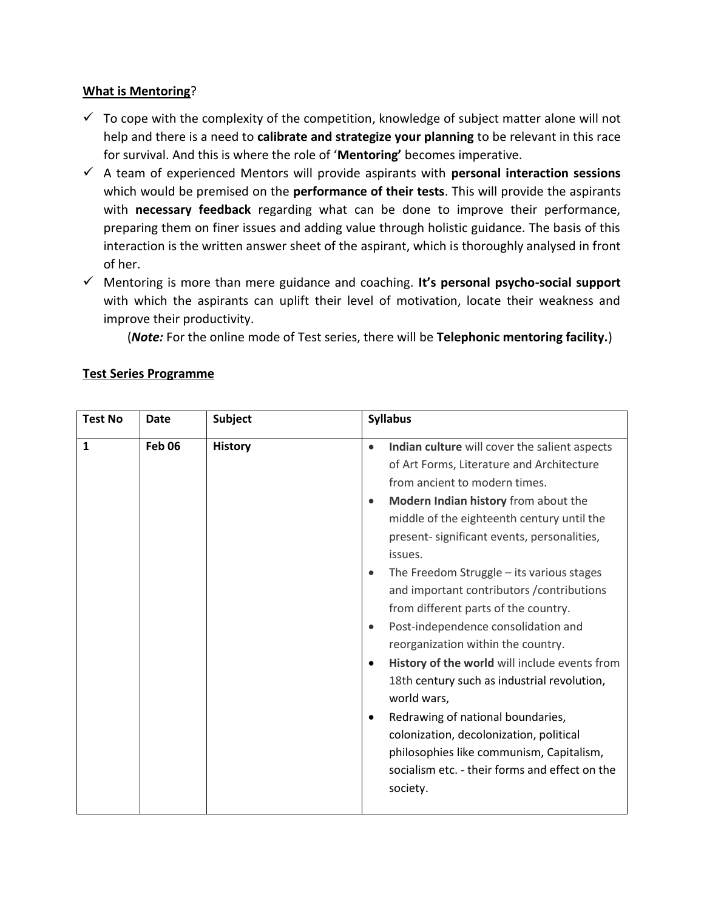## What is Mentoring?

- ✓ To cope with the complexity of the competition, knowledge of subject matter alone will not help and there is a need to **calibrate and strategize your planning** to be relevant in this race for survival. And this is where the role of '**Mentoring'** becomes imperative.
- ✓ A team of experienced Mentors will provide aspirants with **personal interaction sessions** which would be premised on the **performance of their tests**. This will provide the aspirants with **necessary feedback** regarding what can be done to improve their performance, preparing them on finer issues and adding value through holistic guidance. The basis of this interaction is the written answer sheet of the aspirant, which is thoroughly analysed in front of her.
- ✓ Mentoring is more than mere guidance and coaching. **It's personal psycho-social support** with which the aspirants can uplift their level of motivation, locate their weakness and improve their productivity.

(***Note:*** For the online mode of Test series, there will be **Telephonic mentoring facility.**)

## Test Series Programme

| Test No | Date | Subject | Syllabus |
|---|---|---|---|
| **1** | **Feb 06** | **History** | • **Indian culture** will cover the salient aspects of Art Forms, Literature and Architecture from ancient to modern times.<br>• **Modern Indian history** from about the middle of the eighteenth century until the present- significant events, personalities, issues.<br>• The Freedom Struggle – its various stages and important contributors /contributions from different parts of the country.<br>• Post-independence consolidation and reorganization within the country.<br>• **History of the world** will include events from 18th century such as industrial revolution, world wars,<br>• Redrawing of national boundaries, colonization, decolonization, political philosophies like communism, Capitalism, socialism etc. - their forms and effect on the society. |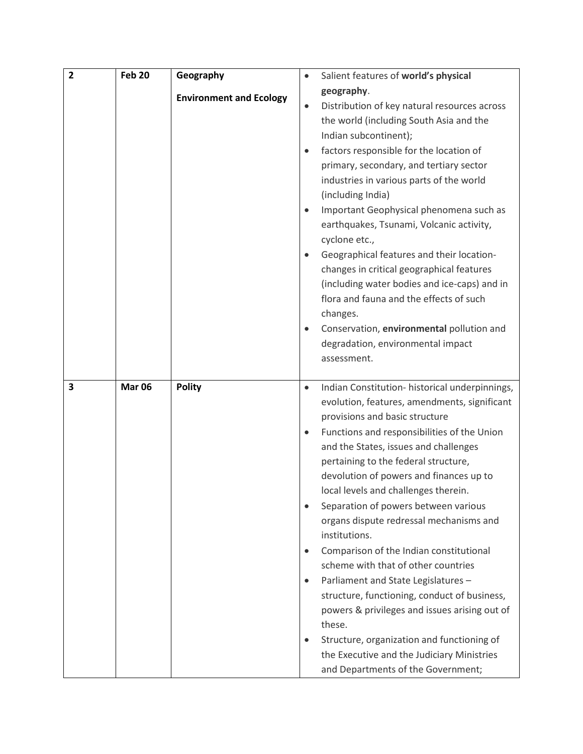| | | | |
|---|---|---|---|
| **2** | **Feb 20** | **Geography**<br><br>**Environment and Ecology** | • Salient features of **world's physical geography**.<br>• Distribution of key natural resources across the world (including South Asia and the Indian subcontinent);<br>• factors responsible for the location of primary, secondary, and tertiary sector industries in various parts of the world (including India)<br>• Important Geophysical phenomena such as earthquakes, Tsunami, Volcanic activity, cyclone etc.,<br>• Geographical features and their location-changes in critical geographical features (including water bodies and ice-caps) and in flora and fauna and the effects of such changes.<br>• Conservation, **environmental** pollution and degradation, environmental impact assessment. |
| **3** | **Mar 06** | **Polity** | • Indian Constitution- historical underpinnings, evolution, features, amendments, significant provisions and basic structure<br>• Functions and responsibilities of the Union and the States, issues and challenges pertaining to the federal structure, devolution of powers and finances up to local levels and challenges therein.<br>• Separation of powers between various organs dispute redressal mechanisms and institutions.<br>• Comparison of the Indian constitutional scheme with that of other countries<br>• Parliament and State Legislatures – structure, functioning, conduct of business, powers & privileges and issues arising out of these.<br>• Structure, organization and functioning of the Executive and the Judiciary Ministries and Departments of the Government; |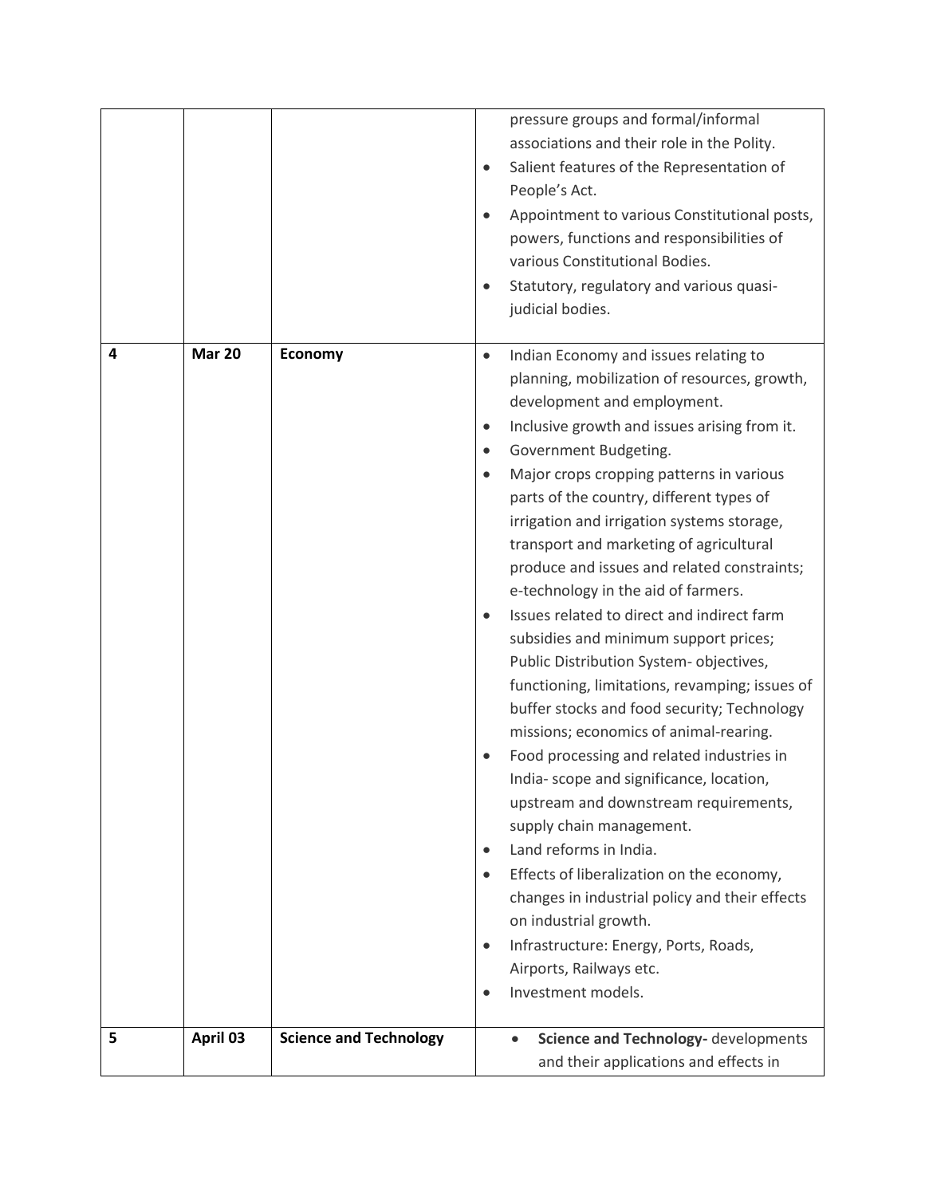| | | | |
|---|---|---|---|
| | | | pressure groups and formal/informal associations and their role in the Polity.<br>• Salient features of the Representation of People's Act.<br>• Appointment to various Constitutional posts, powers, functions and responsibilities of various Constitutional Bodies.<br>• Statutory, regulatory and various quasi-judicial bodies. |
| **4** | **Mar 20** | **Economy** | • Indian Economy and issues relating to planning, mobilization of resources, growth, development and employment.<br>• Inclusive growth and issues arising from it.<br>• Government Budgeting.<br>• Major crops cropping patterns in various parts of the country, different types of irrigation and irrigation systems storage, transport and marketing of agricultural produce and issues and related constraints; e-technology in the aid of farmers.<br>• Issues related to direct and indirect farm subsidies and minimum support prices; Public Distribution System- objectives, functioning, limitations, revamping; issues of buffer stocks and food security; Technology missions; economics of animal-rearing.<br>• Food processing and related industries in India- scope and significance, location, upstream and downstream requirements, supply chain management.<br>• Land reforms in India.<br>• Effects of liberalization on the economy, changes in industrial policy and their effects on industrial growth.<br>• Infrastructure: Energy, Ports, Roads, Airports, Railways etc.<br>• Investment models. |
| **5** | **April 03** | **Science and Technology** | • **Science and Technology-** developments and their applications and effects in |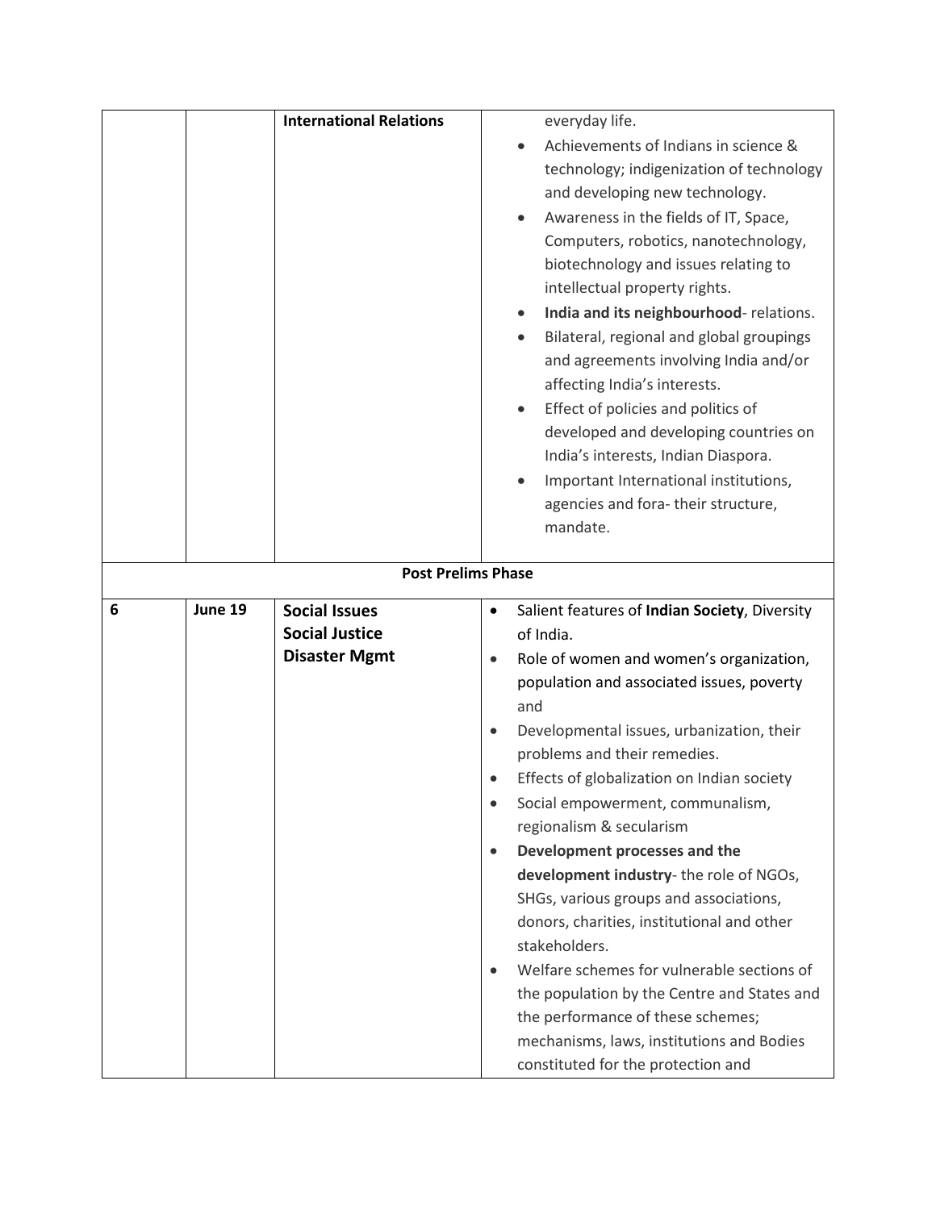| | | | |
|---|---|---|---|
| | | **International Relations** | everyday life.<br>• Achievements of Indians in science & technology; indigenization of technology and developing new technology.<br>• Awareness in the fields of IT, Space, Computers, robotics, nanotechnology, biotechnology and issues relating to intellectual property rights.<br>• **India and its neighbourhood**- relations.<br>• Bilateral, regional and global groupings and agreements involving India and/or affecting India's interests.<br>• Effect of policies and politics of developed and developing countries on India's interests, Indian Diaspora.<br>• Important International institutions, agencies and fora- their structure, mandate. |
| **Post Prelims Phase** | | | |
| **6** | **June 19** | **Social Issues**<br>**Social Justice**<br>**Disaster Mgmt** | • Salient features of **Indian Society**, Diversity of India.<br>• Role of women and women's organization, population and associated issues, poverty and<br>• Developmental issues, urbanization, their problems and their remedies.<br>• Effects of globalization on Indian society<br>• Social empowerment, communalism, regionalism & secularism<br>• **Development processes and the development industry**- the role of NGOs, SHGs, various groups and associations, donors, charities, institutional and other stakeholders.<br>• Welfare schemes for vulnerable sections of the population by the Centre and States and the performance of these schemes; mechanisms, laws, institutions and Bodies constituted for the protection and |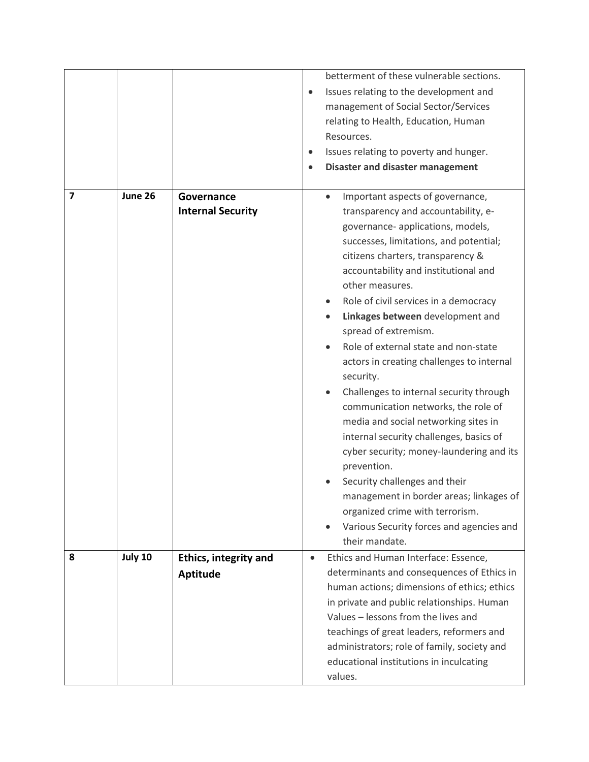| | | | |
|---|---|---|---|
| | | | betterment of these vulnerable sections.<br>• Issues relating to the development and management of Social Sector/Services relating to Health, Education, Human Resources.<br>• Issues relating to poverty and hunger.<br>• **Disaster and disaster management** |
| **7** | **June 26** | **Governance**<br>**Internal Security** | • Important aspects of governance, transparency and accountability, e-governance- applications, models, successes, limitations, and potential; citizens charters, transparency & accountability and institutional and other measures.<br>• Role of civil services in a democracy<br>• **Linkages between** development and spread of extremism.<br>• Role of external state and non-state actors in creating challenges to internal security.<br>• Challenges to internal security through communication networks, the role of media and social networking sites in internal security challenges, basics of cyber security; money-laundering and its prevention.<br>• Security challenges and their management in border areas; linkages of organized crime with terrorism.<br>• Various Security forces and agencies and their mandate. |
| **8** | **July 10** | **Ethics, integrity and Aptitude** | • Ethics and Human Interface: Essence, determinants and consequences of Ethics in human actions; dimensions of ethics; ethics in private and public relationships. Human Values – lessons from the lives and teachings of great leaders, reformers and administrators; role of family, society and educational institutions in inculcating values. |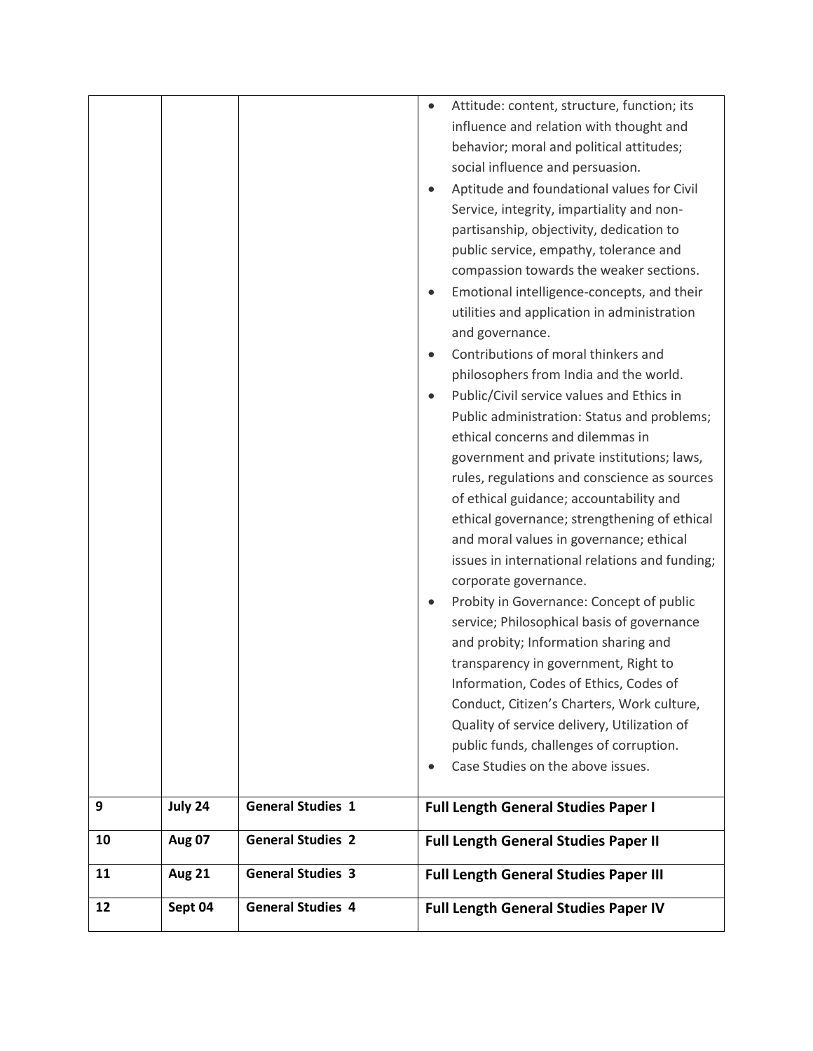| | | | |
|---|---|---|---|
| | | | • Attitude: content, structure, function; its influence and relation with thought and behavior; moral and political attitudes; social influence and persuasion.<br>• Aptitude and foundational values for Civil Service, integrity, impartiality and non-partisanship, objectivity, dedication to public service, empathy, tolerance and compassion towards the weaker sections.<br>• Emotional intelligence-concepts, and their utilities and application in administration and governance.<br>• Contributions of moral thinkers and philosophers from India and the world.<br>• Public/Civil service values and Ethics in Public administration: Status and problems; ethical concerns and dilemmas in government and private institutions; laws, rules, regulations and conscience as sources of ethical guidance; accountability and ethical governance; strengthening of ethical and moral values in governance; ethical issues in international relations and funding; corporate governance.<br>• Probity in Governance: Concept of public service; Philosophical basis of governance and probity; Information sharing and transparency in government, Right to Information, Codes of Ethics, Codes of Conduct, Citizen's Charters, Work culture, Quality of service delivery, Utilization of public funds, challenges of corruption.<br>• Case Studies on the above issues. |
| **9** | **July 24** | **General Studies 1** | **Full Length General Studies Paper I** |
| **10** | **Aug 07** | **General Studies 2** | **Full Length General Studies Paper II** |
| **11** | **Aug 21** | **General Studies 3** | **Full Length General Studies Paper III** |
| **12** | **Sept 04** | **General Studies 4** | **Full Length General Studies Paper IV** |